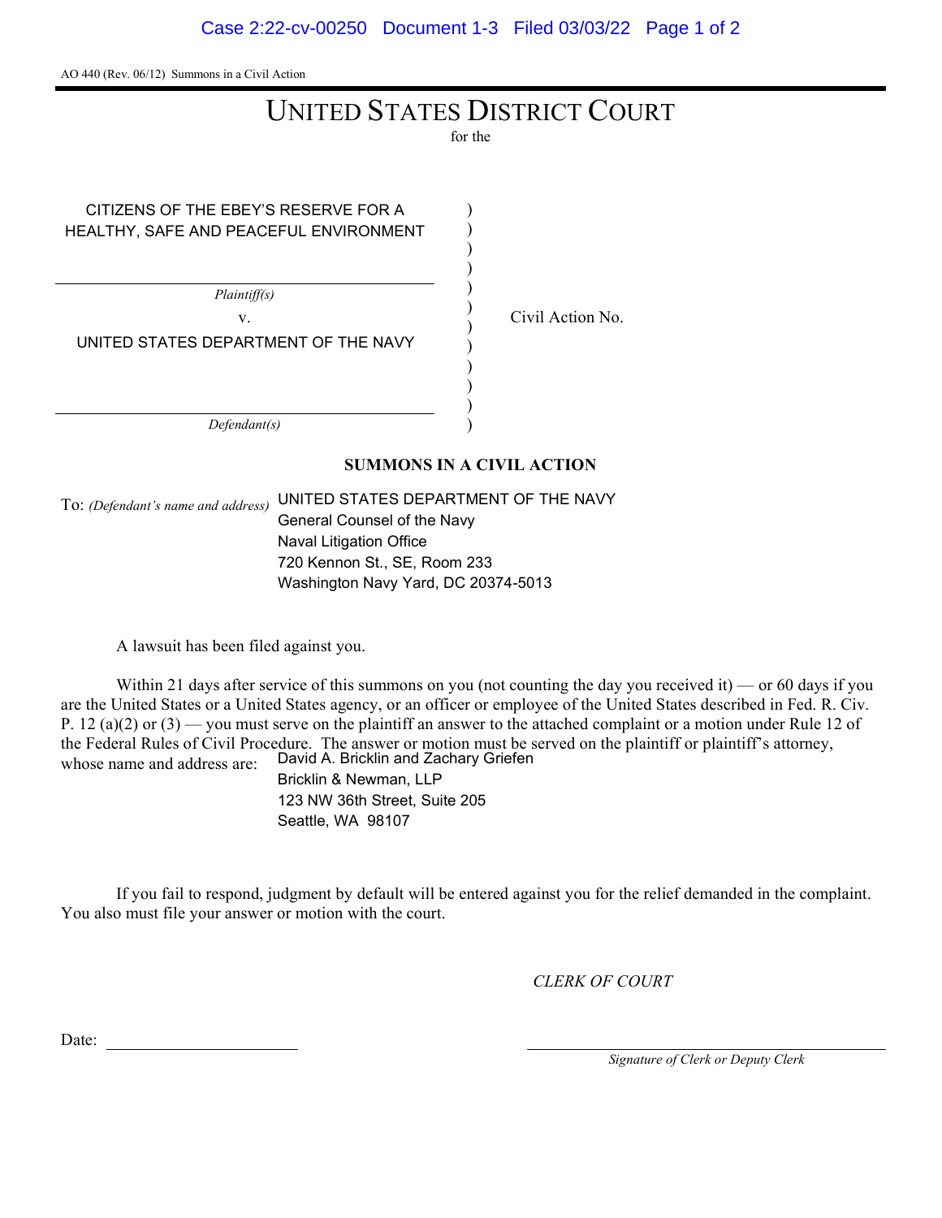AO 440 (Rev. 06/12) Summons in a Civil Action

# UNITED STATES DISTRICT COURT

for the

CITIZENS OF THE EBEY'S RESERVE FOR A HEALTHY, SAFE AND PEACEFUL ENVIRONMENT

*Plaintiff(s)*

v.

UNITED STATES DEPARTMENT OF THE NAVY

*Defendant(s)*

Civil Action No.

## SUMMONS IN A CIVIL ACTION

To: *(Defendant's name and address)* UNITED STATES DEPARTMENT OF THE NAVY
General Counsel of the Navy
Naval Litigation Office
720 Kennon St., SE, Room 233
Washington Navy Yard, DC 20374-5013

A lawsuit has been filed against you.

Within 21 days after service of this summons on you (not counting the day you received it) — or 60 days if you are the United States or a United States agency, or an officer or employee of the United States described in Fed. R. Civ. P. 12 (a)(2) or (3) — you must serve on the plaintiff an answer to the attached complaint or a motion under Rule 12 of the Federal Rules of Civil Procedure. The answer or motion must be served on the plaintiff or plaintiff's attorney, whose name and address are: David A. Bricklin and Zachary Griefen
Bricklin & Newman, LLP
123 NW 36th Street, Suite 205
Seattle, WA 98107

If you fail to respond, judgment by default will be entered against you for the relief demanded in the complaint. You also must file your answer or motion with the court.

*CLERK OF COURT*

Date: ______________________

______________________
*Signature of Clerk or Deputy Clerk*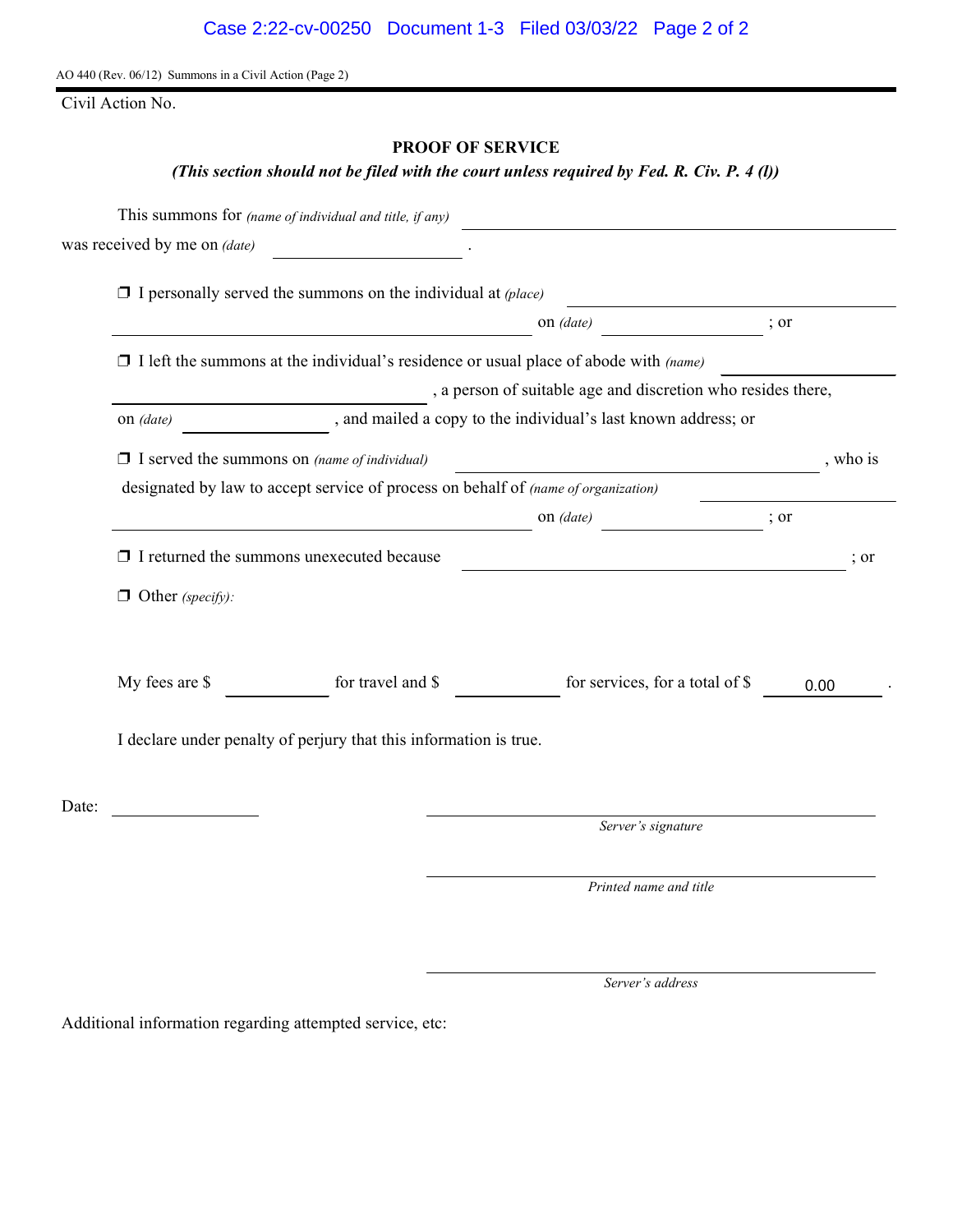AO 440 (Rev. 06/12) Summons in a Civil Action (Page 2)

Civil Action No.

## PROOF OF SERVICE

***(This section should not be filed with the court unless required by Fed. R. Civ. P. 4 (l))***

This summons for *(name of individual and title, if any)* ______________________________
was received by me on *(date)* ______________ .

❒ I personally served the summons on the individual at *(place)* ______________________________
______________________________ on *(date)* ______________ ; or

❒ I left the summons at the individual's residence or usual place of abode with *(name)* ______________
______________________________ , a person of suitable age and discretion who resides there,
on *(date)* ______________ , and mailed a copy to the individual's last known address; or

❒ I served the summons on *(name of individual)* ______________________________ , who is
designated by law to accept service of process on behalf of *(name of organization)* ______________
______________________________ on *(date)* ______________ ; or

❒ I returned the summons unexecuted because ______________________________ ; or

❒ Other *(specify)*:

My fees are $ __________ for travel and $ __________ for services, for a total of $ 0.00 .

I declare under penalty of perjury that this information is true.

Date: ______________

______________________________
*Server's signature*

______________________________
*Printed name and title*

______________________________
*Server's address*

Additional information regarding attempted service, etc: